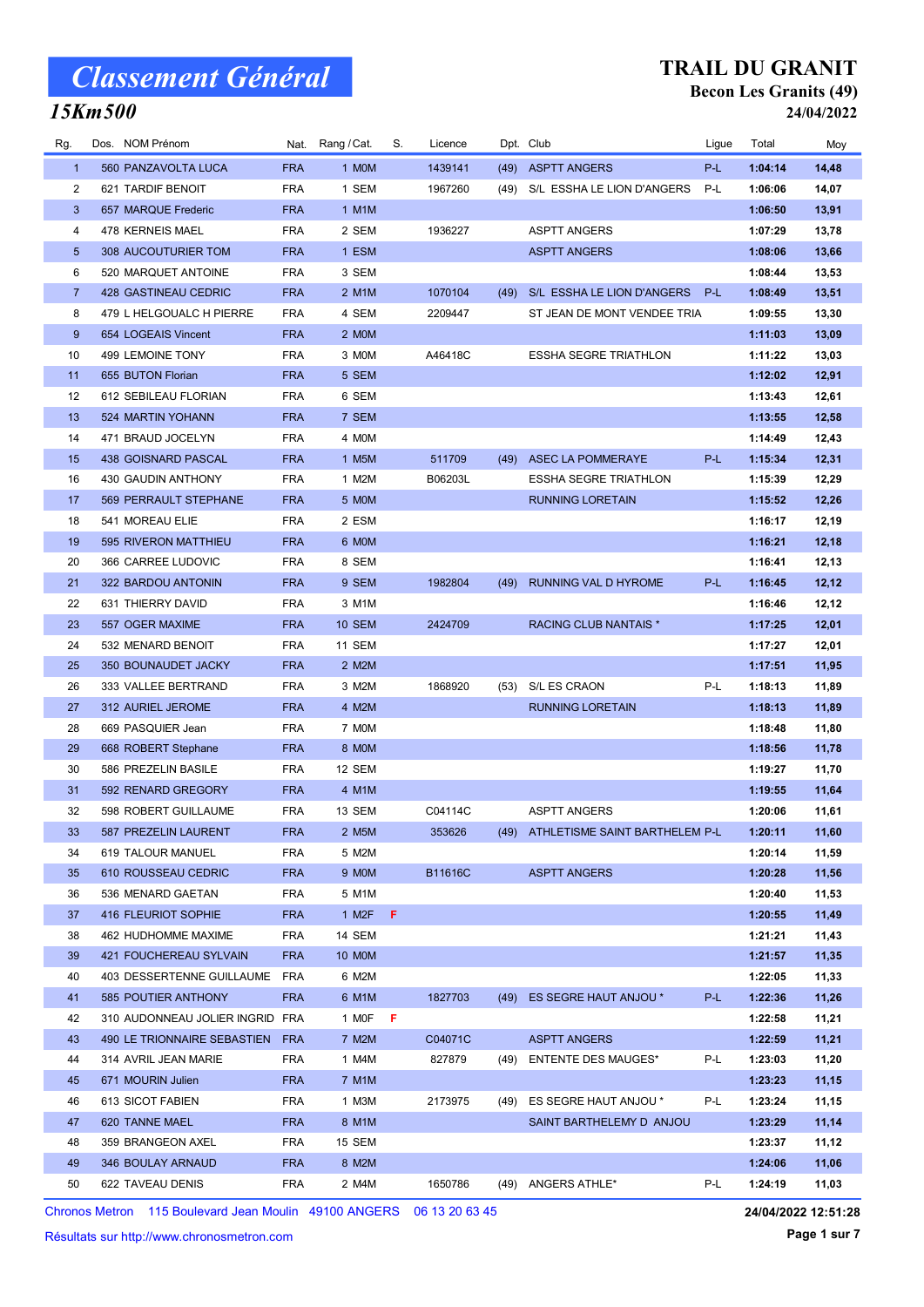# Classement Général

## 15Km500

## TRAIL DU GRANIT

### Becon Les Granits (49)

**24/04/2022**

| Rg. | Dos. | NOM Prénom | Nat. | Rang / Cat. | S. | Licence | Dpt. | Club | Ligue | Total | Moy |
|---|---|---|---|---|---|---|---|---|---|---|---|
| 1 | 560 | PANZAVOLTA LUCA | FRA | 1 M0M | | 1439141 | (49) | ASPTT ANGERS | P-L | 1:04:14 | 14,48 |
| 2 | 621 | TARDIF BENOIT | FRA | 1 SEM | | 1967260 | (49) | S/L ESSHA LE LION D'ANGERS | P-L | 1:06:06 | 14,07 |
| 3 | 657 | MARQUE Frederic | FRA | 1 M1M | | | | | | 1:06:50 | 13,91 |
| 4 | 478 | KERNEIS MAEL | FRA | 2 SEM | | 1936227 | | ASPTT ANGERS | | 1:07:29 | 13,78 |
| 5 | 308 | AUCOUTURIER TOM | FRA | 1 ESM | | | | ASPTT ANGERS | | 1:08:06 | 13,66 |
| 6 | 520 | MARQUET ANTOINE | FRA | 3 SEM | | | | | | 1:08:44 | 13,53 |
| 7 | 428 | GASTINEAU CEDRIC | FRA | 2 M1M | | 1070104 | (49) | S/L ESSHA LE LION D'ANGERS | P-L | 1:08:49 | 13,51 |
| 8 | 479 | L HELGOUALC H PIERRE | FRA | 4 SEM | | 2209447 | | ST JEAN DE MONT VENDEE TRIA | | 1:09:55 | 13,30 |
| 9 | 654 | LOGEAIS Vincent | FRA | 2 M0M | | | | | | 1:11:03 | 13,09 |
| 10 | 499 | LEMOINE TONY | FRA | 3 M0M | | A46418C | | ESSHA SEGRE TRIATHLON | | 1:11:22 | 13,03 |
| 11 | 655 | BUTON Florian | FRA | 5 SEM | | | | | | 1:12:02 | 12,91 |
| 12 | 612 | SEBILEAU FLORIAN | FRA | 6 SEM | | | | | | 1:13:43 | 12,61 |
| 13 | 524 | MARTIN YOHANN | FRA | 7 SEM | | | | | | 1:13:55 | 12,58 |
| 14 | 471 | BRAUD JOCELYN | FRA | 4 M0M | | | | | | 1:14:49 | 12,43 |
| 15 | 438 | GOISNARD PASCAL | FRA | 1 M5M | | 511709 | (49) | ASEC LA POMMERAYE | P-L | 1:15:34 | 12,31 |
| 16 | 430 | GAUDIN ANTHONY | FRA | 1 M2M | | B06203L | | ESSHA SEGRE TRIATHLON | | 1:15:39 | 12,29 |
| 17 | 569 | PERRAULT STEPHANE | FRA | 5 M0M | | | | RUNNING LORETAIN | | 1:15:52 | 12,26 |
| 18 | 541 | MOREAU ELIE | FRA | 2 ESM | | | | | | 1:16:17 | 12,19 |
| 19 | 595 | RIVERON MATTHIEU | FRA | 6 M0M | | | | | | 1:16:21 | 12,18 |
| 20 | 366 | CARREE LUDOVIC | FRA | 8 SEM | | | | | | 1:16:41 | 12,13 |
| 21 | 322 | BARDOU ANTONIN | FRA | 9 SEM | | 1982804 | (49) | RUNNING VAL D HYROME | P-L | 1:16:45 | 12,12 |
| 22 | 631 | THIERRY DAVID | FRA | 3 M1M | | | | | | 1:16:46 | 12,12 |
| 23 | 557 | OGER MAXIME | FRA | 10 SEM | | 2424709 | | RACING CLUB NANTAIS * | | 1:17:25 | 12,01 |
| 24 | 532 | MENARD BENOIT | FRA | 11 SEM | | | | | | 1:17:27 | 12,01 |
| 25 | 350 | BOUNAUDET JACKY | FRA | 2 M2M | | | | | | 1:17:51 | 11,95 |
| 26 | 333 | VALLEE BERTRAND | FRA | 3 M2M | | 1868920 | (53) | S/L ES CRAON | P-L | 1:18:13 | 11,89 |
| 27 | 312 | AURIEL JEROME | FRA | 4 M2M | | | | RUNNING LORETAIN | | 1:18:13 | 11,89 |
| 28 | 669 | PASQUIER Jean | FRA | 7 M0M | | | | | | 1:18:48 | 11,80 |
| 29 | 668 | ROBERT Stephane | FRA | 8 M0M | | | | | | 1:18:56 | 11,78 |
| 30 | 586 | PREZELIN BASILE | FRA | 12 SEM | | | | | | 1:19:27 | 11,70 |
| 31 | 592 | RENARD GREGORY | FRA | 4 M1M | | | | | | 1:19:55 | 11,64 |
| 32 | 598 | ROBERT GUILLAUME | FRA | 13 SEM | | C04114C | | ASPTT ANGERS | | 1:20:06 | 11,61 |
| 33 | 587 | PREZELIN LAURENT | FRA | 2 M5M | | 353626 | (49) | ATHLETISME SAINT BARTHELEM | P-L | 1:20:11 | 11,60 |
| 34 | 619 | TALOUR MANUEL | FRA | 5 M2M | | | | | | 1:20:14 | 11,59 |
| 35 | 610 | ROUSSEAU CEDRIC | FRA | 9 M0M | | B11616C | | ASPTT ANGERS | | 1:20:28 | 11,56 |
| 36 | 536 | MENARD GAETAN | FRA | 5 M1M | | | | | | 1:20:40 | 11,53 |
| 37 | 416 | FLEURIOT SOPHIE | FRA | 1 M2F | F | | | | | 1:20:55 | 11,49 |
| 38 | 462 | HUDHOMME MAXIME | FRA | 14 SEM | | | | | | 1:21:21 | 11,43 |
| 39 | 421 | FOUCHEREAU SYLVAIN | FRA | 10 M0M | | | | | | 1:21:57 | 11,35 |
| 40 | 403 | DESSERTENNE GUILLAUME | FRA | 6 M2M | | | | | | 1:22:05 | 11,33 |
| 41 | 585 | POUTIER ANTHONY | FRA | 6 M1M | | 1827703 | (49) | ES SEGRE HAUT ANJOU * | P-L | 1:22:36 | 11,26 |
| 42 | 310 | AUDONNEAU JOLIER INGRID | FRA | 1 M0F | F | | | | | 1:22:58 | 11,21 |
| 43 | 490 | LE TRIONNAIRE SEBASTIEN | FRA | 7 M2M | | C04071C | | ASPTT ANGERS | | 1:22:59 | 11,21 |
| 44 | 314 | AVRIL JEAN MARIE | FRA | 1 M4M | | 827879 | (49) | ENTENTE DES MAUGES* | P-L | 1:23:03 | 11,20 |
| 45 | 671 | MOURIN Julien | FRA | 7 M1M | | | | | | 1:23:23 | 11,15 |
| 46 | 613 | SICOT FABIEN | FRA | 1 M3M | | 2173975 | (49) | ES SEGRE HAUT ANJOU * | P-L | 1:23:24 | 11,15 |
| 47 | 620 | TANNE MAEL | FRA | 8 M1M | | | | SAINT BARTHELEMY D ANJOU | | 1:23:29 | 11,14 |
| 48 | 359 | BRANGEON AXEL | FRA | 15 SEM | | | | | | 1:23:37 | 11,12 |
| 49 | 346 | BOULAY ARNAUD | FRA | 8 M2M | | | | | | 1:24:06 | 11,06 |
| 50 | 622 | TAVEAU DENIS | FRA | 2 M4M | | 1650786 | (49) | ANGERS ATHLE* | P-L | 1:24:19 | 11,03 |

Chronos Metron 115 Boulevard Jean Moulin 49100 ANGERS 06 13 20 63 45

Résultats sur http://www.chronosmetron.com

**24/04/2022 12:51:28**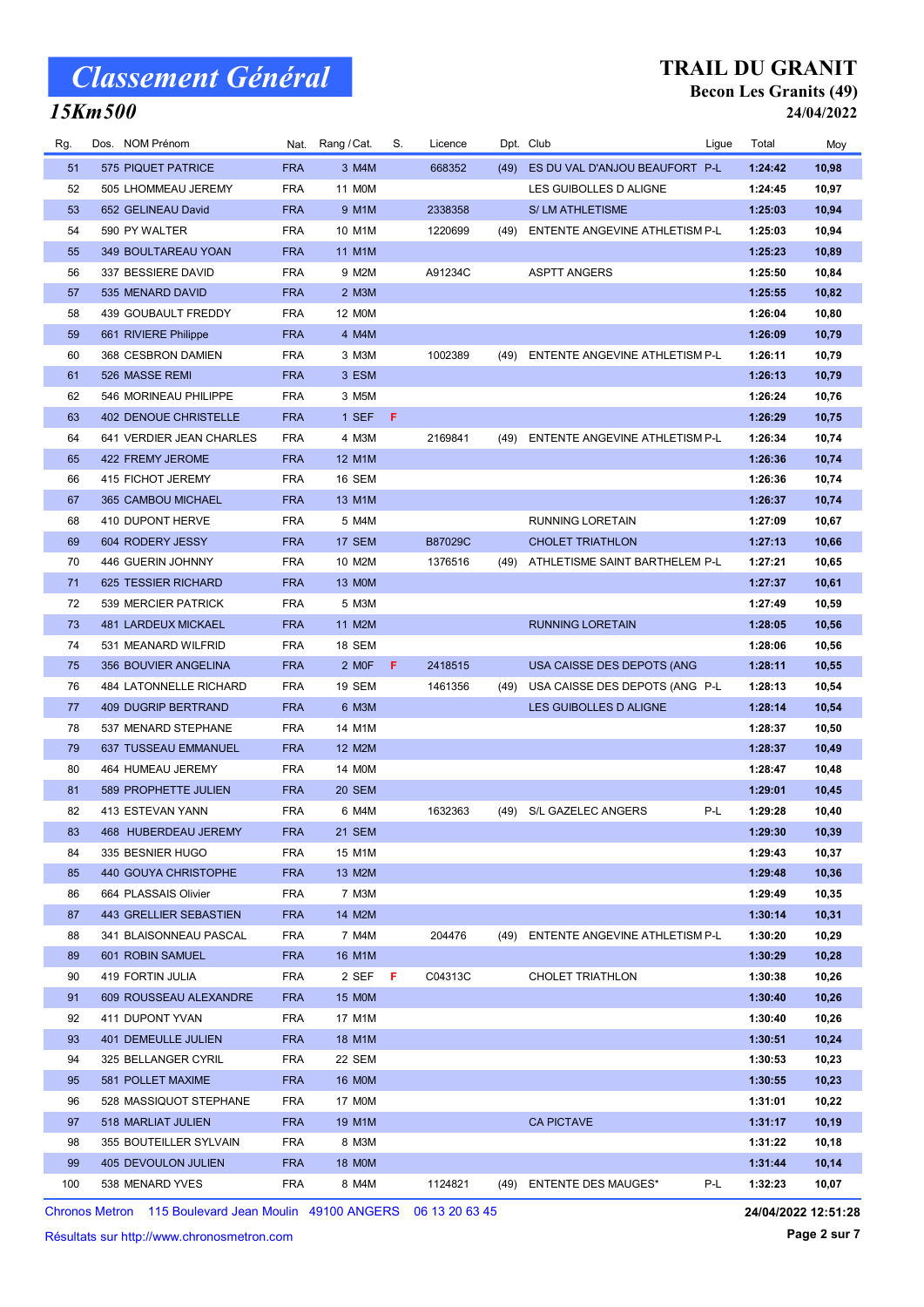# Classement Général

## 15Km500

**TRAIL DU GRANIT**
**Becon Les Granits (49)**
**24/04/2022**

| Rg. | Dos. | NOM Prénom | Nat. | Rang / Cat. | S. | Licence | Dpt. | Club | Ligue | Total | Moy |
|---|---|---|---|---|---|---|---|---|---|---|---|
| 51 | 575 | PIQUET PATRICE | FRA | 3 M4M | | 668352 | (49) | ES DU VAL D'ANJOU BEAUFORT | P-L | 1:24:42 | 10,98 |
| 52 | 505 | LHOMMEAU JEREMY | FRA | 11 M0M | | | | LES GUIBOLLES D ALIGNE | | 1:24:45 | 10,97 |
| 53 | 652 | GELINEAU David | FRA | 9 M1M | | 2338358 | | S/ LM ATHLETISME | | 1:25:03 | 10,94 |
| 54 | 590 | PY WALTER | FRA | 10 M1M | | 1220699 | (49) | ENTENTE ANGEVINE ATHLETISM | P-L | 1:25:03 | 10,94 |
| 55 | 349 | BOULTAREAU YOAN | FRA | 11 M1M | | | | | | 1:25:23 | 10,89 |
| 56 | 337 | BESSIERE DAVID | FRA | 9 M2M | | A91234C | | ASPTT ANGERS | | 1:25:50 | 10,84 |
| 57 | 535 | MENARD DAVID | FRA | 2 M3M | | | | | | 1:25:55 | 10,82 |
| 58 | 439 | GOUBAULT FREDDY | FRA | 12 M0M | | | | | | 1:26:04 | 10,80 |
| 59 | 661 | RIVIERE Philippe | FRA | 4 M4M | | | | | | 1:26:09 | 10,79 |
| 60 | 368 | CESBRON DAMIEN | FRA | 3 M3M | | 1002389 | (49) | ENTENTE ANGEVINE ATHLETISM | P-L | 1:26:11 | 10,79 |
| 61 | 526 | MASSE REMI | FRA | 3 ESM | | | | | | 1:26:13 | 10,79 |
| 62 | 546 | MORINEAU PHILIPPE | FRA | 3 M5M | | | | | | 1:26:24 | 10,76 |
| 63 | 402 | DENOUE CHRISTELLE | FRA | 1 SEF | F | | | | | 1:26:29 | 10,75 |
| 64 | 641 | VERDIER JEAN CHARLES | FRA | 4 M3M | | 2169841 | (49) | ENTENTE ANGEVINE ATHLETISM | P-L | 1:26:34 | 10,74 |
| 65 | 422 | FREMY JEROME | FRA | 12 M1M | | | | | | 1:26:36 | 10,74 |
| 66 | 415 | FICHOT JEREMY | FRA | 16 SEM | | | | | | 1:26:36 | 10,74 |
| 67 | 365 | CAMBOU MICHAEL | FRA | 13 M1M | | | | | | 1:26:37 | 10,74 |
| 68 | 410 | DUPONT HERVE | FRA | 5 M4M | | | | RUNNING LORETAIN | | 1:27:09 | 10,67 |
| 69 | 604 | RODERY JESSY | FRA | 17 SEM | | B87029C | | CHOLET TRIATHLON | | 1:27:13 | 10,66 |
| 70 | 446 | GUERIN JOHNNY | FRA | 10 M2M | | 1376516 | (49) | ATHLETISME SAINT BARTHELEM | P-L | 1:27:21 | 10,65 |
| 71 | 625 | TESSIER RICHARD | FRA | 13 M0M | | | | | | 1:27:37 | 10,61 |
| 72 | 539 | MERCIER PATRICK | FRA | 5 M3M | | | | | | 1:27:49 | 10,59 |
| 73 | 481 | LARDEUX MICKAEL | FRA | 11 M2M | | | | RUNNING LORETAIN | | 1:28:05 | 10,56 |
| 74 | 531 | MEANARD WILFRID | FRA | 18 SEM | | | | | | 1:28:06 | 10,56 |
| 75 | 356 | BOUVIER ANGELINA | FRA | 2 M0F | F | 2418515 | | USA CAISSE DES DEPOTS (ANG | | 1:28:11 | 10,55 |
| 76 | 484 | LATONNELLE RICHARD | FRA | 19 SEM | | 1461356 | (49) | USA CAISSE DES DEPOTS (ANG | P-L | 1:28:13 | 10,54 |
| 77 | 409 | DUGRIP BERTRAND | FRA | 6 M3M | | | | LES GUIBOLLES D ALIGNE | | 1:28:14 | 10,54 |
| 78 | 537 | MENARD STEPHANE | FRA | 14 M1M | | | | | | 1:28:37 | 10,50 |
| 79 | 637 | TUSSEAU EMMANUEL | FRA | 12 M2M | | | | | | 1:28:37 | 10,49 |
| 80 | 464 | HUMEAU JEREMY | FRA | 14 M0M | | | | | | 1:28:47 | 10,48 |
| 81 | 589 | PROPHETTE JULIEN | FRA | 20 SEM | | | | | | 1:29:01 | 10,45 |
| 82 | 413 | ESTEVAN YANN | FRA | 6 M4M | | 1632363 | (49) | S/L GAZELEC ANGERS | P-L | 1:29:28 | 10,40 |
| 83 | 468 | HUBERDEAU JEREMY | FRA | 21 SEM | | | | | | 1:29:30 | 10,39 |
| 84 | 335 | BESNIER HUGO | FRA | 15 M1M | | | | | | 1:29:43 | 10,37 |
| 85 | 440 | GOUYA CHRISTOPHE | FRA | 13 M2M | | | | | | 1:29:48 | 10,36 |
| 86 | 664 | PLASSAIS Olivier | FRA | 7 M3M | | | | | | 1:29:49 | 10,35 |
| 87 | 443 | GRELLIER SEBASTIEN | FRA | 14 M2M | | | | | | 1:30:14 | 10,31 |
| 88 | 341 | BLAISONNEAU PASCAL | FRA | 7 M4M | | 204476 | (49) | ENTENTE ANGEVINE ATHLETISM | P-L | 1:30:20 | 10,29 |
| 89 | 601 | ROBIN SAMUEL | FRA | 16 M1M | | | | | | 1:30:29 | 10,28 |
| 90 | 419 | FORTIN JULIA | FRA | 2 SEF | F | C04313C | | CHOLET TRIATHLON | | 1:30:38 | 10,26 |
| 91 | 609 | ROUSSEAU ALEXANDRE | FRA | 15 M0M | | | | | | 1:30:40 | 10,26 |
| 92 | 411 | DUPONT YVAN | FRA | 17 M1M | | | | | | 1:30:40 | 10,26 |
| 93 | 401 | DEMEULLE JULIEN | FRA | 18 M1M | | | | | | 1:30:51 | 10,24 |
| 94 | 325 | BELLANGER CYRIL | FRA | 22 SEM | | | | | | 1:30:53 | 10,23 |
| 95 | 581 | POLLET MAXIME | FRA | 16 M0M | | | | | | 1:30:55 | 10,23 |
| 96 | 528 | MASSIQUOT STEPHANE | FRA | 17 M0M | | | | | | 1:31:01 | 10,22 |
| 97 | 518 | MARLIAT JULIEN | FRA | 19 M1M | | | | CA PICTAVE | | 1:31:17 | 10,19 |
| 98 | 355 | BOUTEILLER SYLVAIN | FRA | 8 M3M | | | | | | 1:31:22 | 10,18 |
| 99 | 405 | DEVOULON JULIEN | FRA | 18 M0M | | | | | | 1:31:44 | 10,14 |
| 100 | 538 | MENARD YVES | FRA | 8 M4M | | 1124821 | (49) | ENTENTE DES MAUGES* | P-L | 1:32:23 | 10,07 |

Chronos Metron 115 Boulevard Jean Moulin 49100 ANGERS 06 13 20 63 45 — **24/04/2022 12:51:28**

Résultats sur http://www.chronosmetron.com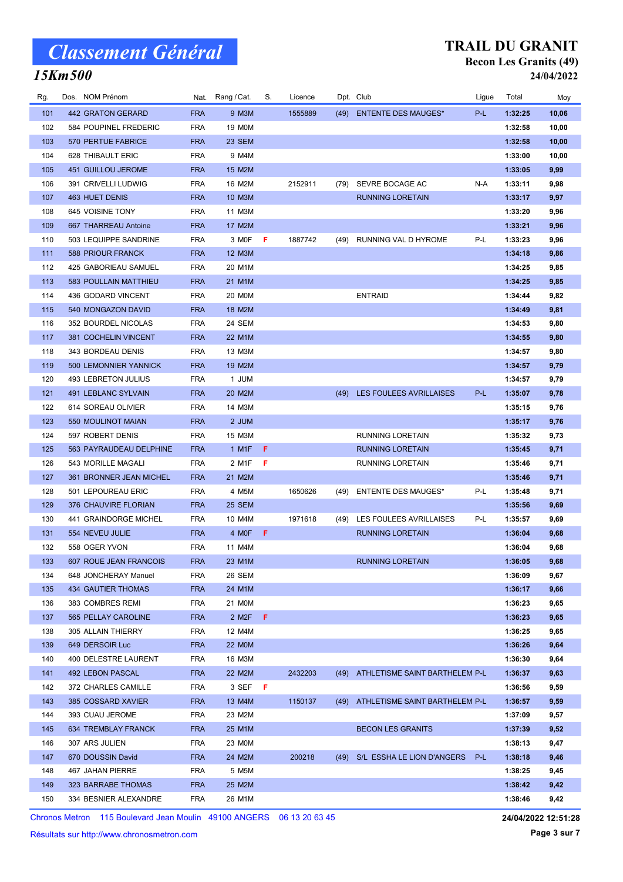# Classement Général

## 15Km500

## TRAIL DU GRANIT

### Becon Les Granits (49)

### 24/04/2022

| Rg. | Dos. | NOM Prénom | Nat. | Rang / Cat. | S. | Licence | Dpt. | Club | Ligue | Total | Moy |
|---|---|---|---|---|---|---|---|---|---|---|---|
| 101 | 442 | GRATON GERARD | FRA | 9 M3M | | 1555889 | (49) | ENTENTE DES MAUGES* | P-L | **1:32:25** | **10,06** |
| 102 | 584 | POUPINEL FREDERIC | FRA | 19 M0M | | | | | | **1:32:58** | **10,00** |
| 103 | 570 | PERTUE FABRICE | FRA | 23 SEM | | | | | | **1:32:58** | **10,00** |
| 104 | 628 | THIBAULT ERIC | FRA | 9 M4M | | | | | | **1:33:00** | **10,00** |
| 105 | 451 | GUILLOU JEROME | FRA | 15 M2M | | | | | | **1:33:05** | **9,99** |
| 106 | 391 | CRIVELLI LUDWIG | FRA | 16 M2M | | 2152911 | (79) | SEVRE BOCAGE AC | N-A | **1:33:11** | **9,98** |
| 107 | 463 | HUET DENIS | FRA | 10 M3M | | | | RUNNING LORETAIN | | **1:33:17** | **9,97** |
| 108 | 645 | VOISINE TONY | FRA | 11 M3M | | | | | | **1:33:20** | **9,96** |
| 109 | 667 | THARREAU Antoine | FRA | 17 M2M | | | | | | **1:33:21** | **9,96** |
| 110 | 503 | LEQUIPPE SANDRINE | FRA | 3 M0F | F | 1887742 | (49) | RUNNING VAL D HYROME | P-L | **1:33:23** | **9,96** |
| 111 | 588 | PRIOUR FRANCK | FRA | 12 M3M | | | | | | **1:34:18** | **9,86** |
| 112 | 425 | GABORIEAU SAMUEL | FRA | 20 M1M | | | | | | **1:34:25** | **9,85** |
| 113 | 583 | POULLAIN MATTHIEU | FRA | 21 M1M | | | | | | **1:34:25** | **9,85** |
| 114 | 436 | GODARD VINCENT | FRA | 20 M0M | | | | ENTRAID | | **1:34:44** | **9,82** |
| 115 | 540 | MONGAZON DAVID | FRA | 18 M2M | | | | | | **1:34:49** | **9,81** |
| 116 | 352 | BOURDEL NICOLAS | FRA | 24 SEM | | | | | | **1:34:53** | **9,80** |
| 117 | 381 | COCHELIN VINCENT | FRA | 22 M1M | | | | | | **1:34:55** | **9,80** |
| 118 | 343 | BORDEAU DENIS | FRA | 13 M3M | | | | | | **1:34:57** | **9,80** |
| 119 | 500 | LEMONNIER YANNICK | FRA | 19 M2M | | | | | | **1:34:57** | **9,79** |
| 120 | 493 | LEBRETON JULIUS | FRA | 1 JUM | | | | | | **1:34:57** | **9,79** |
| 121 | 491 | LEBLANC SYLVAIN | FRA | 20 M2M | | | (49) | LES FOULEES AVRILLAISES | P-L | **1:35:07** | **9,78** |
| 122 | 614 | SOREAU OLIVIER | FRA | 14 M3M | | | | | | **1:35:15** | **9,76** |
| 123 | 550 | MOULINOT MAIAN | FRA | 2 JUM | | | | | | **1:35:17** | **9,76** |
| 124 | 597 | ROBERT DENIS | FRA | 15 M3M | | | | RUNNING LORETAIN | | **1:35:32** | **9,73** |
| 125 | 563 | PAYRAUDEAU DELPHINE | FRA | 1 M1F | F | | | RUNNING LORETAIN | | **1:35:45** | **9,71** |
| 126 | 543 | MORILLE MAGALI | FRA | 2 M1F | F | | | RUNNING LORETAIN | | **1:35:46** | **9,71** |
| 127 | 361 | BRONNER JEAN MICHEL | FRA | 21 M2M | | | | | | **1:35:46** | **9,71** |
| 128 | 501 | LEPOUREAU ERIC | FRA | 4 M5M | | 1650626 | (49) | ENTENTE DES MAUGES* | P-L | **1:35:48** | **9,71** |
| 129 | 376 | CHAUVIRE FLORIAN | FRA | 25 SEM | | | | | | **1:35:56** | **9,69** |
| 130 | 441 | GRAINDORGE MICHEL | FRA | 10 M4M | | 1971618 | (49) | LES FOULEES AVRILLAISES | P-L | **1:35:57** | **9,69** |
| 131 | 554 | NEVEU JULIE | FRA | 4 M0F | F | | | RUNNING LORETAIN | | **1:36:04** | **9,68** |
| 132 | 558 | OGER YVON | FRA | 11 M4M | | | | | | **1:36:04** | **9,68** |
| 133 | 607 | ROUE JEAN FRANCOIS | FRA | 23 M1M | | | | RUNNING LORETAIN | | **1:36:05** | **9,68** |
| 134 | 648 | JONCHERAY Manuel | FRA | 26 SEM | | | | | | **1:36:09** | **9,67** |
| 135 | 434 | GAUTIER THOMAS | FRA | 24 M1M | | | | | | **1:36:17** | **9,66** |
| 136 | 383 | COMBRES REMI | FRA | 21 M0M | | | | | | **1:36:23** | **9,65** |
| 137 | 565 | PELLAY CAROLINE | FRA | 2 M2F | F | | | | | **1:36:23** | **9,65** |
| 138 | 305 | ALLAIN THIERRY | FRA | 12 M4M | | | | | | **1:36:25** | **9,65** |
| 139 | 649 | DERSOIR Luc | FRA | 22 M0M | | | | | | **1:36:26** | **9,64** |
| 140 | 400 | DELESTRE LAURENT | FRA | 16 M3M | | | | | | **1:36:30** | **9,64** |
| 141 | 492 | LEBON PASCAL | FRA | 22 M2M | | 2432203 | (49) | ATHLETISME SAINT BARTHELEM | P-L | **1:36:37** | **9,63** |
| 142 | 372 | CHARLES CAMILLE | FRA | 3 SEF | F | | | | | **1:36:56** | **9,59** |
| 143 | 385 | COSSARD XAVIER | FRA | 13 M4M | | 1150137 | (49) | ATHLETISME SAINT BARTHELEM | P-L | **1:36:57** | **9,59** |
| 144 | 393 | CUAU JEROME | FRA | 23 M2M | | | | | | **1:37:09** | **9,57** |
| 145 | 634 | TREMBLAY FRANCK | FRA | 25 M1M | | | | BECON LES GRANITS | | **1:37:39** | **9,52** |
| 146 | 307 | ARS JULIEN | FRA | 23 M0M | | | | | | **1:38:13** | **9,47** |
| 147 | 670 | DOUSSIN David | FRA | 24 M2M | | 200218 | (49) | S/L ESSHA LE LION D'ANGERS | P-L | **1:38:18** | **9,46** |
| 148 | 467 | JAHAN PIERRE | FRA | 5 M5M | | | | | | **1:38:25** | **9,45** |
| 149 | 323 | BARRABE THOMAS | FRA | 25 M2M | | | | | | **1:38:42** | **9,42** |
| 150 | 334 | BESNIER ALEXANDRE | FRA | 26 M1M | | | | | | **1:38:46** | **9,42** |

Chronos Metron 115 Boulevard Jean Moulin 49100 ANGERS 06 13 20 63 45

Résultats sur http://www.chronosmetron.com

**24/04/2022 12:51:28**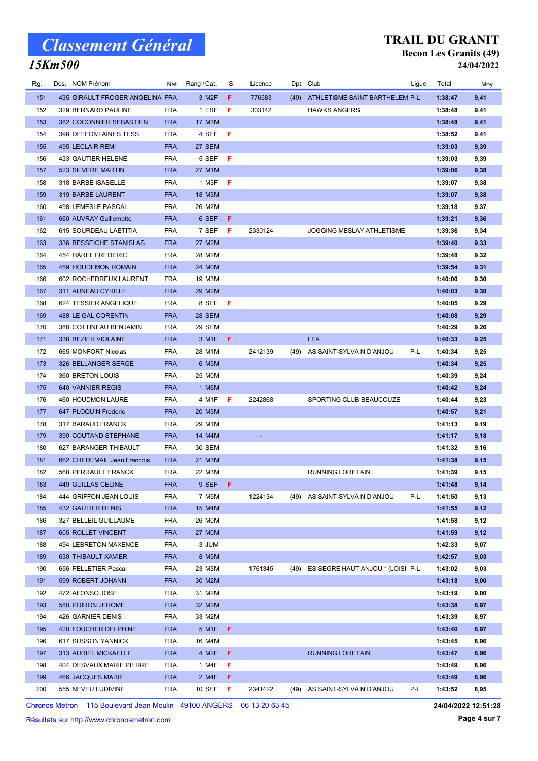# Classement Général

## 15Km500

## TRAIL DU GRANIT

### Becon Les Granits (49)

### 24/04/2022

| Rg. | Dos. | NOM Prénom | Nat. | Rang / Cat. | S. | Licence | Dpt. | Club | Ligue | Total | Moy |
|---|---|---|---|---|---|---|---|---|---|---|---|
| 151 | 435 | GIRAULT FROGER ANGELINA | FRA | 3 M2F | F | 776583 | (49) | ATHLETISME SAINT BARTHELEM | P-L | 1:38:47 | 9,41 |
| 152 | 329 | BERNARD PAULINE | FRA | 1 ESF | F | 303142 | | HAWKS ANGERS | | 1:38:48 | 9,41 |
| 153 | 382 | COCONNIER SEBASTIEN | FRA | 17 M3M | | | | | | 1:38:48 | 9,41 |
| 154 | 398 | DEFFONTAINES TESS | FRA | 4 SEF | F | | | | | 1:38:52 | 9,41 |
| 155 | 495 | LECLAIR REMI | FRA | 27 SEM | | | | | | 1:39:03 | 9,39 |
| 156 | 433 | GAUTIER HELENE | FRA | 5 SEF | F | | | | | 1:39:03 | 9,39 |
| 157 | 523 | SILVERE MARTIN | FRA | 27 M1M | | | | | | 1:39:06 | 9,38 |
| 158 | 318 | BARBE ISABELLE | FRA | 1 M3F | F | | | | | 1:39:07 | 9,38 |
| 159 | 319 | BARBE LAURENT | FRA | 18 M3M | | | | | | 1:39:07 | 9,38 |
| 160 | 498 | LEMESLE PASCAL | FRA | 26 M2M | | | | | | 1:39:18 | 9,37 |
| 161 | 660 | AUVRAY Guillemette | FRA | 6 SEF | F | | | | | 1:39:21 | 9,36 |
| 162 | 615 | SOURDEAU LAETITIA | FRA | 7 SEF | F | 2330124 | | JOGGING MESLAY ATHLETISME | | 1:39:36 | 9,34 |
| 163 | 336 | BESSEICHE STANISLAS | FRA | 27 M2M | | | | | | 1:39:40 | 9,33 |
| 164 | 454 | HAREL FREDERIC | FRA | 28 M2M | | | | | | 1:39:48 | 9,32 |
| 165 | 459 | HOUDEMON ROMAIN | FRA | 24 M0M | | | | | | 1:39:54 | 9,31 |
| 166 | 602 | ROCHEDREUX LAURENT | FRA | 19 M3M | | | | | | 1:40:00 | 9,30 |
| 167 | 311 | AUNEAU CYRILLE | FRA | 29 M2M | | | | | | 1:40:03 | 9,30 |
| 168 | 624 | TESSIER ANGELIQUE | FRA | 8 SEF | F | | | | | 1:40:05 | 9,29 |
| 169 | 488 | LE GAL CORENTIN | FRA | 28 SEM | | | | | | 1:40:08 | 9,29 |
| 170 | 388 | COTTINEAU BENJAMIN | FRA | 29 SEM | | | | | | 1:40:29 | 9,26 |
| 171 | 338 | BEZIER VIOLAINE | FRA | 3 M1F | F | | | LEA | | 1:40:33 | 9,25 |
| 172 | 665 | MONFORT Nicolas | FRA | 28 M1M | | 2412139 | (49) | AS SAINT-SYLVAIN D'ANJOU | P-L | 1:40:34 | 9,25 |
| 173 | 326 | BELLANGER SERGE | FRA | 6 M5M | | | | | | 1:40:34 | 9,25 |
| 174 | 360 | BRETON LOUIS | FRA | 25 M0M | | | | | | 1:40:39 | 9,24 |
| 175 | 640 | VANNIER REGIS | FRA | 1 M6M | | | | | | 1:40:42 | 9,24 |
| 176 | 460 | HOUDMON LAURE | FRA | 4 M1F | F | 2242868 | | SPORTING CLUB BEAUCOUZE | | 1:40:44 | 9,23 |
| 177 | 647 | PLOQUIN Frederic | FRA | 20 M3M | | | | | | 1:40:57 | 9,21 |
| 178 | 317 | BARAUD FRANCK | FRA | 29 M1M | | | | | | 1:41:13 | 9,19 |
| 179 | 390 | COUTAND STEPHANE | FRA | 14 M4M | | - | | | | 1:41:17 | 9,18 |
| 180 | 627 | BARANGER THIBAULT | FRA | 30 SEM | | | | | | 1:41:32 | 9,16 |
| 181 | 662 | CHEDEMAIL Jean Francois | FRA | 21 M3M | | | | | | 1:41:38 | 9,15 |
| 182 | 568 | PERRAULT FRANCK | FRA | 22 M3M | | | | RUNNING LORETAIN | | 1:41:39 | 9,15 |
| 183 | 449 | GUILLAS CELINE | FRA | 9 SEF | F | | | | | 1:41:48 | 9,14 |
| 184 | 444 | GRIFFON JEAN LOUIS | FRA | 7 M5M | | 1224134 | (49) | AS SAINT-SYLVAIN D'ANJOU | P-L | 1:41:50 | 9,13 |
| 185 | 432 | GAUTIER DENIS | FRA | 15 M4M | | | | | | 1:41:55 | 9,12 |
| 186 | 327 | BELLEIL GUILLAUME | FRA | 26 M0M | | | | | | 1:41:58 | 9,12 |
| 187 | 605 | ROLLET VINCENT | FRA | 27 M0M | | | | | | 1:41:59 | 9,12 |
| 188 | 494 | LEBRETON MAXENCE | FRA | 3 JUM | | | | | | 1:42:33 | 9,07 |
| 189 | 630 | THIBAULT XAVIER | FRA | 8 M5M | | | | | | 1:42:57 | 9,03 |
| 190 | 656 | PELLETIER Pascal | FRA | 23 M3M | | 1761345 | (49) | ES SEGRE HAUT ANJOU * (LOISI | P-L | 1:43:02 | 9,03 |
| 191 | 599 | ROBERT JOHANN | FRA | 30 M2M | | | | | | 1:43:18 | 9,00 |
| 192 | 472 | AFONSO JOSE | FRA | 31 M2M | | | | | | 1:43:19 | 9,00 |
| 193 | 580 | POIRON JEROME | FRA | 32 M2M | | | | | | 1:43:38 | 8,97 |
| 194 | 426 | GARNIER DENIS | FRA | 33 M2M | | | | | | 1:43:39 | 8,97 |
| 195 | 420 | FOUCHER DELPHINE | FRA | 5 M1F | F | | | | | 1:43:40 | 8,97 |
| 196 | 617 | SUSSON YANNICK | FRA | 16 M4M | | | | | | 1:43:45 | 8,96 |
| 197 | 313 | AURIEL MICKAELLE | FRA | 4 M2F | F | | | RUNNING LORETAIN | | 1:43:47 | 8,96 |
| 198 | 404 | DESVAUX MARIE PIERRE | FRA | 1 M4F | F | | | | | 1:43:49 | 8,96 |
| 199 | 466 | JACQUES MARIE | FRA | 2 M4F | F | | | | | 1:43:49 | 8,96 |
| 200 | 555 | NEVEU LUDIVINE | FRA | 10 SEF | F | 2341422 | (49) | AS SAINT-SYLVAIN D'ANJOU | P-L | 1:43:52 | 8,95 |

Chronos Metron 115 Boulevard Jean Moulin 49100 ANGERS 06 13 20 63 45

Résultats sur http://www.chronosmetron.com

24/04/2022 12:51:28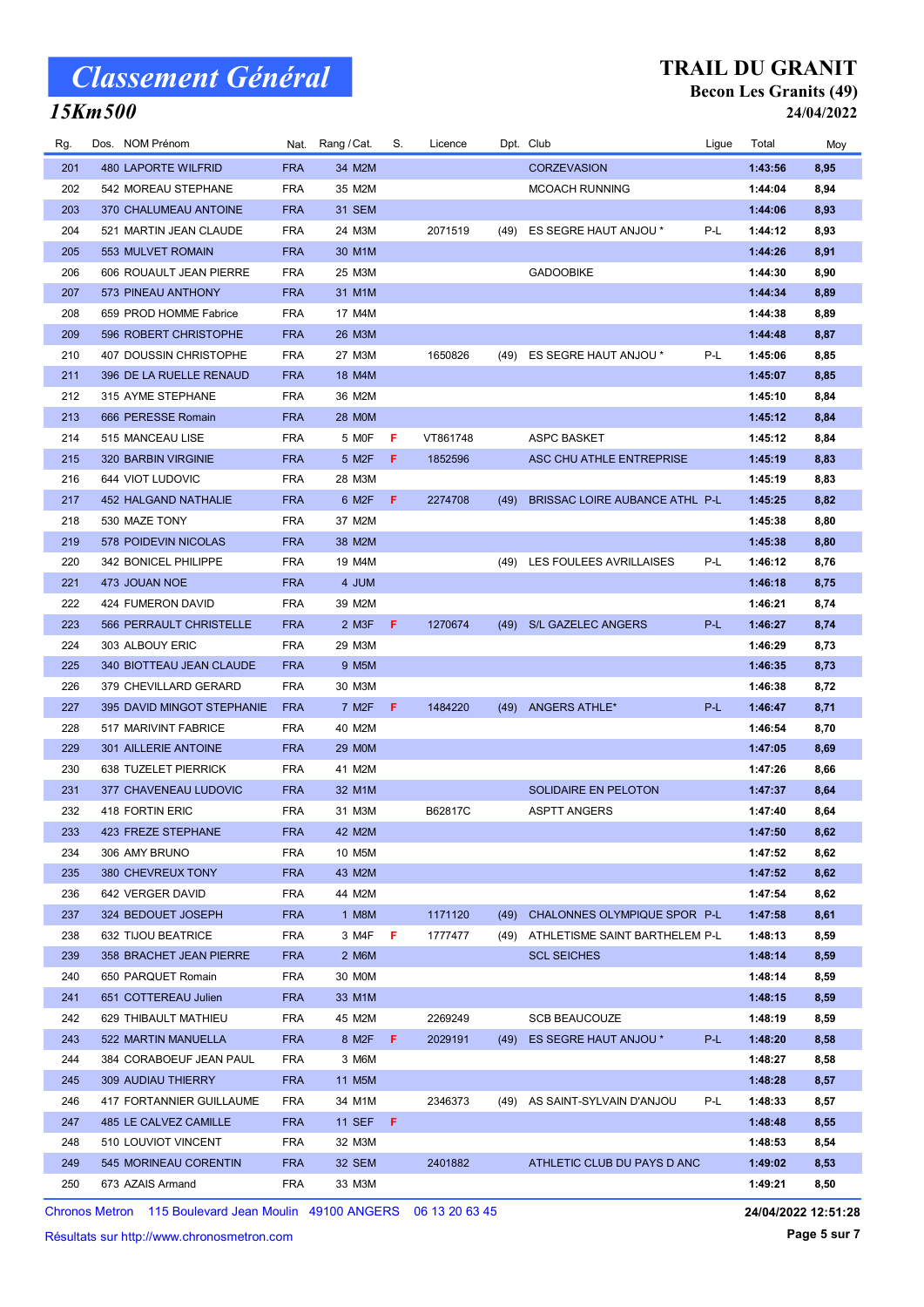# Classement Général

## 15Km500

## TRAIL DU GRANIT

### Becon Les Granits (49)

### 24/04/2022

| Rg. | Dos. | NOM Prénom | Nat. | Rang / Cat. | S. | Licence | Dpt. | Club | Ligue | Total | Moy |
|---|---|---|---|---|---|---|---|---|---|---|---|
| 201 | 480 | LAPORTE WILFRID | FRA | 34 M2M | | | | CORZEVASION | | 1:43:56 | 8,95 |
| 202 | 542 | MOREAU STEPHANE | FRA | 35 M2M | | | | MCOACH RUNNING | | 1:44:04 | 8,94 |
| 203 | 370 | CHALUMEAU ANTOINE | FRA | 31 SEM | | | | | | 1:44:06 | 8,93 |
| 204 | 521 | MARTIN JEAN CLAUDE | FRA | 24 M3M | | 2071519 | (49) | ES SEGRE HAUT ANJOU * | P-L | 1:44:12 | 8,93 |
| 205 | 553 | MULVET ROMAIN | FRA | 30 M1M | | | | | | 1:44:26 | 8,91 |
| 206 | 606 | ROUAULT JEAN PIERRE | FRA | 25 M3M | | | | GADOOBIKE | | 1:44:30 | 8,90 |
| 207 | 573 | PINEAU ANTHONY | FRA | 31 M1M | | | | | | 1:44:34 | 8,89 |
| 208 | 659 | PROD HOMME Fabrice | FRA | 17 M4M | | | | | | 1:44:38 | 8,89 |
| 209 | 596 | ROBERT CHRISTOPHE | FRA | 26 M3M | | | | | | 1:44:48 | 8,87 |
| 210 | 407 | DOUSSIN CHRISTOPHE | FRA | 27 M3M | | 1650826 | (49) | ES SEGRE HAUT ANJOU * | P-L | 1:45:06 | 8,85 |
| 211 | 396 | DE LA RUELLE RENAUD | FRA | 18 M4M | | | | | | 1:45:07 | 8,85 |
| 212 | 315 | AYME STEPHANE | FRA | 36 M2M | | | | | | 1:45:10 | 8,84 |
| 213 | 666 | PERESSE Romain | FRA | 28 M0M | | | | | | 1:45:12 | 8,84 |
| 214 | 515 | MANCEAU LISE | FRA | 5 M0F | F | VT861748 | | ASPC BASKET | | 1:45:12 | 8,84 |
| 215 | 320 | BARBIN VIRGINIE | FRA | 5 M2F | F | 1852596 | | ASC CHU ATHLE ENTREPRISE | | 1:45:19 | 8,83 |
| 216 | 644 | VIOT LUDOVIC | FRA | 28 M3M | | | | | | 1:45:19 | 8,83 |
| 217 | 452 | HALGAND NATHALIE | FRA | 6 M2F | F | 2274708 | (49) | BRISSAC LOIRE AUBANCE ATHL | P-L | 1:45:25 | 8,82 |
| 218 | 530 | MAZE TONY | FRA | 37 M2M | | | | | | 1:45:38 | 8,80 |
| 219 | 578 | POIDEVIN NICOLAS | FRA | 38 M2M | | | | | | 1:45:38 | 8,80 |
| 220 | 342 | BONICEL PHILIPPE | FRA | 19 M4M | | | (49) | LES FOULEES AVRILLAISES | P-L | 1:46:12 | 8,76 |
| 221 | 473 | JOUAN NOE | FRA | 4 JUM | | | | | | 1:46:18 | 8,75 |
| 222 | 424 | FUMERON DAVID | FRA | 39 M2M | | | | | | 1:46:21 | 8,74 |
| 223 | 566 | PERRAULT CHRISTELLE | FRA | 2 M3F | F | 1270674 | (49) | S/L GAZELEC ANGERS | P-L | 1:46:27 | 8,74 |
| 224 | 303 | ALBOUY ERIC | FRA | 29 M3M | | | | | | 1:46:29 | 8,73 |
| 225 | 340 | BIOTTEAU JEAN CLAUDE | FRA | 9 M5M | | | | | | 1:46:35 | 8,73 |
| 226 | 379 | CHEVILLARD GERARD | FRA | 30 M3M | | | | | | 1:46:38 | 8,72 |
| 227 | 395 | DAVID MINGOT STEPHANIE | FRA | 7 M2F | F | 1484220 | (49) | ANGERS ATHLE* | P-L | 1:46:47 | 8,71 |
| 228 | 517 | MARIVINT FABRICE | FRA | 40 M2M | | | | | | 1:46:54 | 8,70 |
| 229 | 301 | AILLERIE ANTOINE | FRA | 29 M0M | | | | | | 1:47:05 | 8,69 |
| 230 | 638 | TUZELET PIERRICK | FRA | 41 M2M | | | | | | 1:47:26 | 8,66 |
| 231 | 377 | CHAVENEAU LUDOVIC | FRA | 32 M1M | | | | SOLIDAIRE EN PELOTON | | 1:47:37 | 8,64 |
| 232 | 418 | FORTIN ERIC | FRA | 31 M3M | | B62817C | | ASPTT ANGERS | | 1:47:40 | 8,64 |
| 233 | 423 | FREZE STEPHANE | FRA | 42 M2M | | | | | | 1:47:50 | 8,62 |
| 234 | 306 | AMY BRUNO | FRA | 10 M5M | | | | | | 1:47:52 | 8,62 |
| 235 | 380 | CHEVREUX TONY | FRA | 43 M2M | | | | | | 1:47:52 | 8,62 |
| 236 | 642 | VERGER DAVID | FRA | 44 M2M | | | | | | 1:47:54 | 8,62 |
| 237 | 324 | BEDOUET JOSEPH | FRA | 1 M8M | | 1171120 | (49) | CHALONNES OLYMPIQUE SPOR | P-L | 1:47:58 | 8,61 |
| 238 | 632 | TIJOU BEATRICE | FRA | 3 M4F | F | 1777477 | (49) | ATHLETISME SAINT BARTHELEM | P-L | 1:48:13 | 8,59 |
| 239 | 358 | BRACHET JEAN PIERRE | FRA | 2 M6M | | | | SCL SEICHES | | 1:48:14 | 8,59 |
| 240 | 650 | PARQUET Romain | FRA | 30 M0M | | | | | | 1:48:14 | 8,59 |
| 241 | 651 | COTTEREAU Julien | FRA | 33 M1M | | | | | | 1:48:15 | 8,59 |
| 242 | 629 | THIBAULT MATHIEU | FRA | 45 M2M | | 2269249 | | SCB BEAUCOUZE | | 1:48:19 | 8,59 |
| 243 | 522 | MARTIN MANUELLA | FRA | 8 M2F | F | 2029191 | (49) | ES SEGRE HAUT ANJOU * | P-L | 1:48:20 | 8,58 |
| 244 | 384 | CORABOEUF JEAN PAUL | FRA | 3 M6M | | | | | | 1:48:27 | 8,58 |
| 245 | 309 | AUDIAU THIERRY | FRA | 11 M5M | | | | | | 1:48:28 | 8,57 |
| 246 | 417 | FORTANNIER GUILLAUME | FRA | 34 M1M | | 2346373 | (49) | AS SAINT-SYLVAIN D'ANJOU | P-L | 1:48:33 | 8,57 |
| 247 | 485 | LE CALVEZ CAMILLE | FRA | 11 SEF | F | | | | | 1:48:48 | 8,55 |
| 248 | 510 | LOUVIOT VINCENT | FRA | 32 M3M | | | | | | 1:48:53 | 8,54 |
| 249 | 545 | MORINEAU CORENTIN | FRA | 32 SEM | | 2401882 | | ATHLETIC CLUB DU PAYS D ANC | | 1:49:02 | 8,53 |
| 250 | 673 | AZAIS Armand | FRA | 33 M3M | | | | | | 1:49:21 | 8,50 |

Chronos Metron 115 Boulevard Jean Moulin 49100 ANGERS 06 13 20 63 45 — 24/04/2022 12:51:28

Résultats sur http://www.chronosmetron.com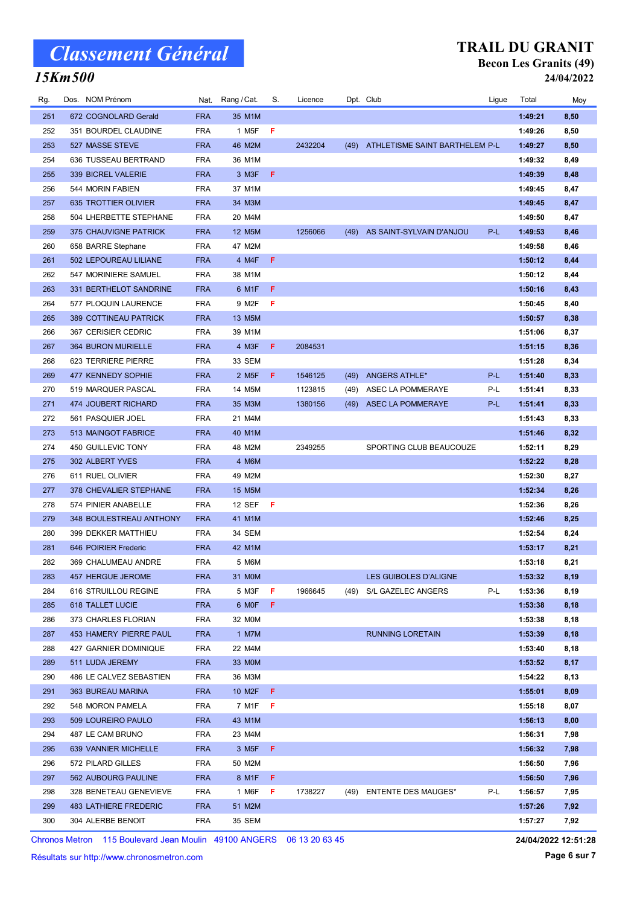# Classement Général

## 15Km500

# TRAIL DU GRANIT

### Becon Les Granits (49)

**24/04/2022**

| Rg. | Dos. | NOM Prénom | Nat. | Rang / Cat. | S. | Licence | Dpt. | Club | Ligue | Total | Moy |
|---|---|---|---|---|---|---|---|---|---|---|---|
| 251 | 672 | COGNOLARD Gerald | FRA | 35 M1M | | | | | | 1:49:21 | 8,50 |
| 252 | 351 | BOURDEL CLAUDINE | FRA | 1 M5F | F | | | | | 1:49:26 | 8,50 |
| 253 | 527 | MASSE STEVE | FRA | 46 M2M | | 2432204 | (49) | ATHLETISME SAINT BARTHELEM | P-L | 1:49:27 | 8,50 |
| 254 | 636 | TUSSEAU BERTRAND | FRA | 36 M1M | | | | | | 1:49:32 | 8,49 |
| 255 | 339 | BICREL VALERIE | FRA | 3 M3F | F | | | | | 1:49:39 | 8,48 |
| 256 | 544 | MORIN FABIEN | FRA | 37 M1M | | | | | | 1:49:45 | 8,47 |
| 257 | 635 | TROTTIER OLIVIER | FRA | 34 M3M | | | | | | 1:49:45 | 8,47 |
| 258 | 504 | LHERBETTE STEPHANE | FRA | 20 M4M | | | | | | 1:49:50 | 8,47 |
| 259 | 375 | CHAUVIGNE PATRICK | FRA | 12 M5M | | 1256066 | (49) | AS SAINT-SYLVAIN D'ANJOU | P-L | 1:49:53 | 8,46 |
| 260 | 658 | BARRE Stephane | FRA | 47 M2M | | | | | | 1:49:58 | 8,46 |
| 261 | 502 | LEPOUREAU LILIANE | FRA | 4 M4F | F | | | | | 1:50:12 | 8,44 |
| 262 | 547 | MORINIERE SAMUEL | FRA | 38 M1M | | | | | | 1:50:12 | 8,44 |
| 263 | 331 | BERTHELOT SANDRINE | FRA | 6 M1F | F | | | | | 1:50:16 | 8,43 |
| 264 | 577 | PLOQUIN LAURENCE | FRA | 9 M2F | F | | | | | 1:50:45 | 8,40 |
| 265 | 389 | COTTINEAU PATRICK | FRA | 13 M5M | | | | | | 1:50:57 | 8,38 |
| 266 | 367 | CERISIER CEDRIC | FRA | 39 M1M | | | | | | 1:51:06 | 8,37 |
| 267 | 364 | BURON MURIELLE | FRA | 4 M3F | F | 2084531 | | | | 1:51:15 | 8,36 |
| 268 | 623 | TERRIERE PIERRE | FRA | 33 SEM | | | | | | 1:51:28 | 8,34 |
| 269 | 477 | KENNEDY SOPHIE | FRA | 2 M5F | F | 1546125 | (49) | ANGERS ATHLE* | P-L | 1:51:40 | 8,33 |
| 270 | 519 | MARQUER PASCAL | FRA | 14 M5M | | 1123815 | (49) | ASEC LA POMMERAYE | P-L | 1:51:41 | 8,33 |
| 271 | 474 | JOUBERT RICHARD | FRA | 35 M3M | | 1380156 | (49) | ASEC LA POMMERAYE | P-L | 1:51:41 | 8,33 |
| 272 | 561 | PASQUIER JOEL | FRA | 21 M4M | | | | | | 1:51:43 | 8,33 |
| 273 | 513 | MAINGOT FABRICE | FRA | 40 M1M | | | | | | 1:51:46 | 8,32 |
| 274 | 450 | GUILLEVIC TONY | FRA | 48 M2M | | 2349255 | | SPORTING CLUB BEAUCOUZE | | 1:52:11 | 8,29 |
| 275 | 302 | ALBERT YVES | FRA | 4 M6M | | | | | | 1:52:22 | 8,28 |
| 276 | 611 | RUEL OLIVIER | FRA | 49 M2M | | | | | | 1:52:30 | 8,27 |
| 277 | 378 | CHEVALIER STEPHANE | FRA | 15 M5M | | | | | | 1:52:34 | 8,26 |
| 278 | 574 | PINIER ANABELLE | FRA | 12 SEF | F | | | | | 1:52:36 | 8,26 |
| 279 | 348 | BOULESTREAU ANTHONY | FRA | 41 M1M | | | | | | 1:52:46 | 8,25 |
| 280 | 399 | DEKKER MATTHIEU | FRA | 34 SEM | | | | | | 1:52:54 | 8,24 |
| 281 | 646 | POIRIER Frederic | FRA | 42 M1M | | | | | | 1:53:17 | 8,21 |
| 282 | 369 | CHALUMEAU ANDRE | FRA | 5 M6M | | | | | | 1:53:18 | 8,21 |
| 283 | 457 | HERGUE JEROME | FRA | 31 M0M | | | | LES GUIBOLES D'ALIGNE | | 1:53:32 | 8,19 |
| 284 | 616 | STRUILLOU REGINE | FRA | 5 M3F | F | 1966645 | (49) | S/L GAZELEC ANGERS | P-L | 1:53:36 | 8,19 |
| 285 | 618 | TALLET LUCIE | FRA | 6 M0F | F | | | | | 1:53:38 | 8,18 |
| 286 | 373 | CHARLES FLORIAN | FRA | 32 M0M | | | | | | 1:53:38 | 8,18 |
| 287 | 453 | HAMERY PIERRE PAUL | FRA | 1 M7M | | | | RUNNING LORETAIN | | 1:53:39 | 8,18 |
| 288 | 427 | GARNIER DOMINIQUE | FRA | 22 M4M | | | | | | 1:53:40 | 8,18 |
| 289 | 511 | LUDA JEREMY | FRA | 33 M0M | | | | | | 1:53:52 | 8,17 |
| 290 | 486 | LE CALVEZ SEBASTIEN | FRA | 36 M3M | | | | | | 1:54:22 | 8,13 |
| 291 | 363 | BUREAU MARINA | FRA | 10 M2F | F | | | | | 1:55:01 | 8,09 |
| 292 | 548 | MORON PAMELA | FRA | 7 M1F | F | | | | | 1:55:18 | 8,07 |
| 293 | 509 | LOUREIRO PAULO | FRA | 43 M1M | | | | | | 1:56:13 | 8,00 |
| 294 | 487 | LE CAM BRUNO | FRA | 23 M4M | | | | | | 1:56:31 | 7,98 |
| 295 | 639 | VANNIER MICHELLE | FRA | 3 M5F | F | | | | | 1:56:32 | 7,98 |
| 296 | 572 | PILARD GILLES | FRA | 50 M2M | | | | | | 1:56:50 | 7,96 |
| 297 | 562 | AUBOURG PAULINE | FRA | 8 M1F | F | | | | | 1:56:50 | 7,96 |
| 298 | 328 | BENETEAU GENEVIEVE | FRA | 1 M6F | F | 1738227 | (49) | ENTENTE DES MAUGES* | P-L | 1:56:57 | 7,95 |
| 299 | 483 | LATHIERE FREDERIC | FRA | 51 M2M | | | | | | 1:57:26 | 7,92 |
| 300 | 304 | ALERBE BENOIT | FRA | 35 SEM | | | | | | 1:57:27 | 7,92 |

Chronos Metron 115 Boulevard Jean Moulin 49100 ANGERS 06 13 20 63 45

**24/04/2022 12:51:28**

Résultats sur http://www.chronosmetron.com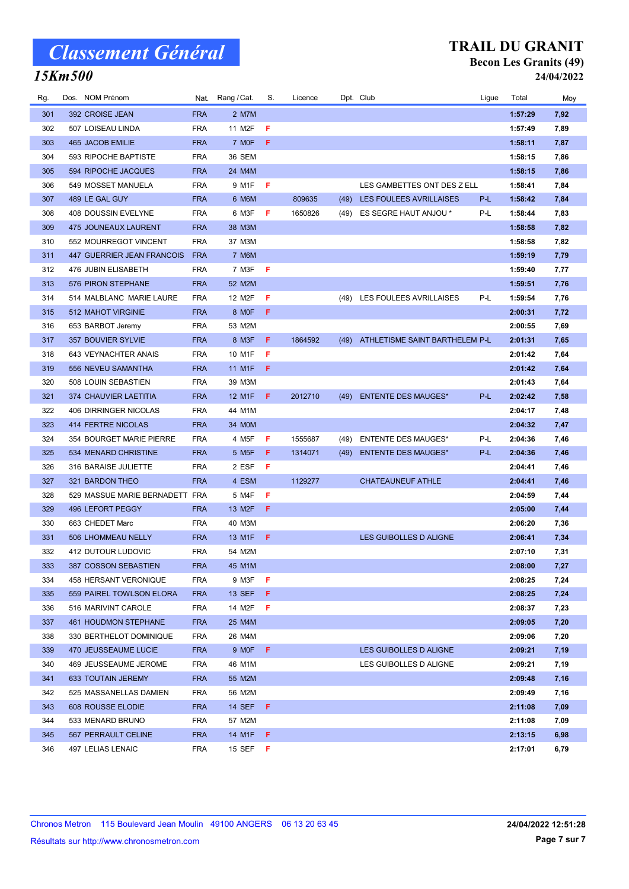# Classement Général

## 15Km500

## TRAIL DU GRANIT

### Becon Les Granits (49)

### 24/04/2022

| Rg. | Dos. | NOM Prénom | Nat. | Rang / Cat. | S. | Licence | Dpt. | Club | Ligue | Total | Moy |
|---|---|---|---|---|---|---|---|---|---|---|---|
| 301 | 392 | CROISE JEAN | FRA | 2 M7M | | | | | | 1:57:29 | 7,92 |
| 302 | 507 | LOISEAU LINDA | FRA | 11 M2F | F | | | | | 1:57:49 | 7,89 |
| 303 | 465 | JACOB EMILIE | FRA | 7 M0F | F | | | | | 1:58:11 | 7,87 |
| 304 | 593 | RIPOCHE BAPTISTE | FRA | 36 SEM | | | | | | 1:58:15 | 7,86 |
| 305 | 594 | RIPOCHE JACQUES | FRA | 24 M4M | | | | | | 1:58:15 | 7,86 |
| 306 | 549 | MOSSET MANUELA | FRA | 9 M1F | F | | | LES GAMBETTES ONT DES Z ELL | | 1:58:41 | 7,84 |
| 307 | 489 | LE GAL GUY | FRA | 6 M6M | | 809635 | (49) | LES FOULEES AVRILLAISES | P-L | 1:58:42 | 7,84 |
| 308 | 408 | DOUSSIN EVELYNE | FRA | 6 M3F | F | 1650826 | (49) | ES SEGRE HAUT ANJOU * | P-L | 1:58:44 | 7,83 |
| 309 | 475 | JOUNEAUX LAURENT | FRA | 38 M3M | | | | | | 1:58:58 | 7,82 |
| 310 | 552 | MOURREGOT VINCENT | FRA | 37 M3M | | | | | | 1:58:58 | 7,82 |
| 311 | 447 | GUERRIER JEAN FRANCOIS | FRA | 7 M6M | | | | | | 1:59:19 | 7,79 |
| 312 | 476 | JUBIN ELISABETH | FRA | 7 M3F | F | | | | | 1:59:40 | 7,77 |
| 313 | 576 | PIRON STEPHANE | FRA | 52 M2M | | | | | | 1:59:51 | 7,76 |
| 314 | 514 | MALBLANC MARIE LAURE | FRA | 12 M2F | F | | (49) | LES FOULEES AVRILLAISES | P-L | 1:59:54 | 7,76 |
| 315 | 512 | MAHOT VIRGINIE | FRA | 8 M0F | F | | | | | 2:00:31 | 7,72 |
| 316 | 653 | BARBOT Jeremy | FRA | 53 M2M | | | | | | 2:00:55 | 7,69 |
| 317 | 357 | BOUVIER SYLVIE | FRA | 8 M3F | F | 1864592 | (49) | ATHLETISME SAINT BARTHELEM | P-L | 2:01:31 | 7,65 |
| 318 | 643 | VEYNACHTER ANAIS | FRA | 10 M1F | F | | | | | 2:01:42 | 7,64 |
| 319 | 556 | NEVEU SAMANTHA | FRA | 11 M1F | F | | | | | 2:01:42 | 7,64 |
| 320 | 508 | LOUIN SEBASTIEN | FRA | 39 M3M | | | | | | 2:01:43 | 7,64 |
| 321 | 374 | CHAUVIER LAETITIA | FRA | 12 M1F | F | 2012710 | (49) | ENTENTE DES MAUGES* | P-L | 2:02:42 | 7,58 |
| 322 | 406 | DIRRINGER NICOLAS | FRA | 44 M1M | | | | | | 2:04:17 | 7,48 |
| 323 | 414 | FERTRE NICOLAS | FRA | 34 M0M | | | | | | 2:04:32 | 7,47 |
| 324 | 354 | BOURGET MARIE PIERRE | FRA | 4 M5F | F | 1555687 | (49) | ENTENTE DES MAUGES* | P-L | 2:04:36 | 7,46 |
| 325 | 534 | MENARD CHRISTINE | FRA | 5 M5F | F | 1314071 | (49) | ENTENTE DES MAUGES* | P-L | 2:04:36 | 7,46 |
| 326 | 316 | BARAISE JULIETTE | FRA | 2 ESF | F | | | | | 2:04:41 | 7,46 |
| 327 | 321 | BARDON THEO | FRA | 4 ESM | | 1129277 | | CHATEAUNEUF ATHLE | | 2:04:41 | 7,46 |
| 328 | 529 | MASSUE MARIE BERNADETT | FRA | 5 M4F | F | | | | | 2:04:59 | 7,44 |
| 329 | 496 | LEFORT PEGGY | FRA | 13 M2F | F | | | | | 2:05:00 | 7,44 |
| 330 | 663 | CHEDET Marc | FRA | 40 M3M | | | | | | 2:06:20 | 7,36 |
| 331 | 506 | LHOMMEAU NELLY | FRA | 13 M1F | F | | | LES GUIBOLLES D ALIGNE | | 2:06:41 | 7,34 |
| 332 | 412 | DUTOUR LUDOVIC | FRA | 54 M2M | | | | | | 2:07:10 | 7,31 |
| 333 | 387 | COSSON SEBASTIEN | FRA | 45 M1M | | | | | | 2:08:00 | 7,27 |
| 334 | 458 | HERSANT VERONIQUE | FRA | 9 M3F | F | | | | | 2:08:25 | 7,24 |
| 335 | 559 | PAIREL TOWLSON ELORA | FRA | 13 SEF | F | | | | | 2:08:25 | 7,24 |
| 336 | 516 | MARIVINT CAROLE | FRA | 14 M2F | F | | | | | 2:08:37 | 7,23 |
| 337 | 461 | HOUDMON STEPHANE | FRA | 25 M4M | | | | | | 2:09:05 | 7,20 |
| 338 | 330 | BERTHELOT DOMINIQUE | FRA | 26 M4M | | | | | | 2:09:06 | 7,20 |
| 339 | 470 | JEUSSEAUME LUCIE | FRA | 9 M0F | F | | | LES GUIBOLLES D ALIGNE | | 2:09:21 | 7,19 |
| 340 | 469 | JEUSSEAUME JEROME | FRA | 46 M1M | | | | LES GUIBOLLES D ALIGNE | | 2:09:21 | 7,19 |
| 341 | 633 | TOUTAIN JEREMY | FRA | 55 M2M | | | | | | 2:09:48 | 7,16 |
| 342 | 525 | MASSANELLAS DAMIEN | FRA | 56 M2M | | | | | | 2:09:49 | 7,16 |
| 343 | 608 | ROUSSE ELODIE | FRA | 14 SEF | F | | | | | 2:11:08 | 7,09 |
| 344 | 533 | MENARD BRUNO | FRA | 57 M2M | | | | | | 2:11:08 | 7,09 |
| 345 | 567 | PERRAULT CELINE | FRA | 14 M1F | F | | | | | 2:13:15 | 6,98 |
| 346 | 497 | LELIAS LENAIC | FRA | 15 SEF | F | | | | | 2:17:01 | 6,79 |

Chronos Metron 115 Boulevard Jean Moulin 49100 ANGERS 06 13 20 63 45

Résultats sur http://www.chronosmetron.com

24/04/2022 12:51:28